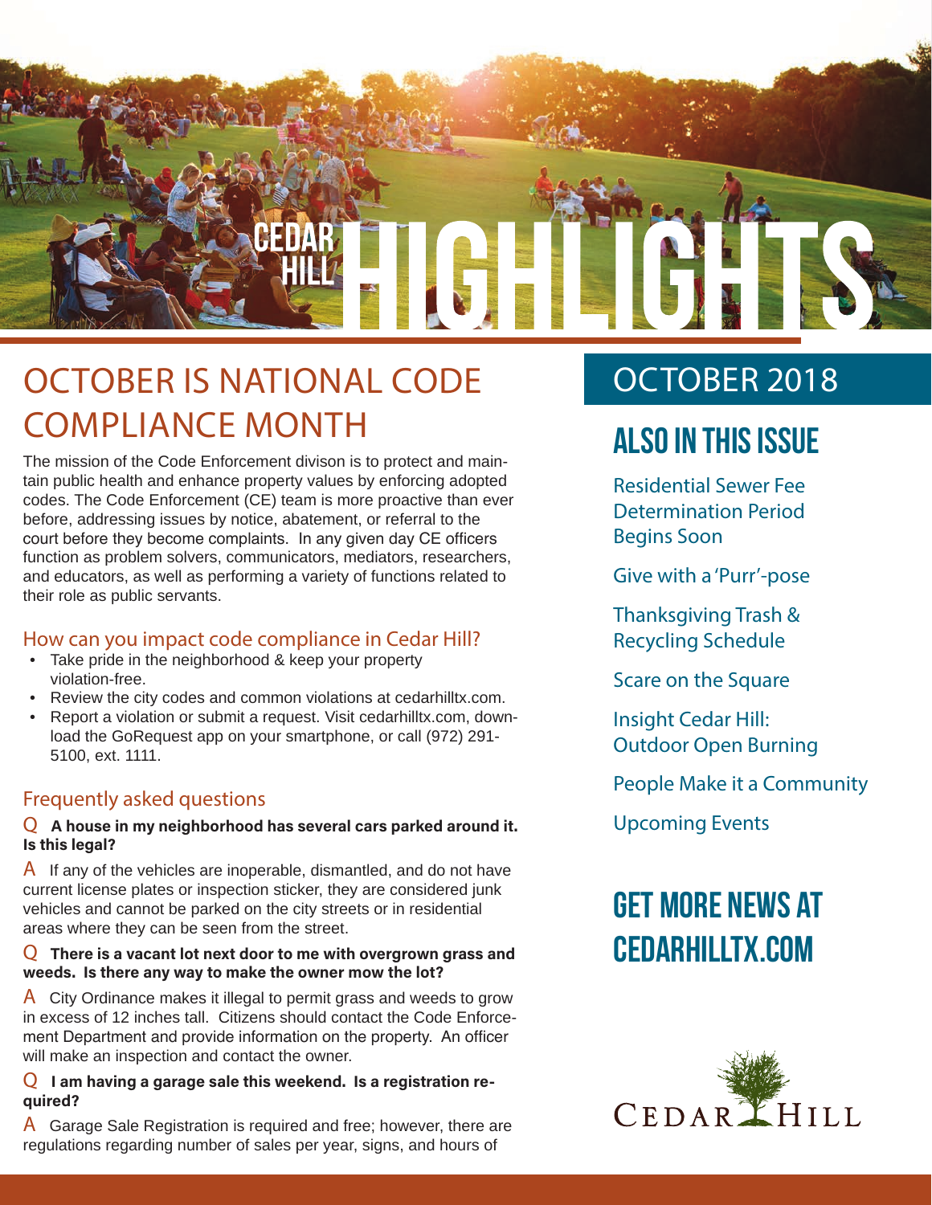# CEDAR HILL HIGHLIGHTS

## OCTOBER IS NATIONAL CODE COMPLIANCE MONTH

The mission of the Code Enforcement divison is to protect and maintain public health and enhance property values by enforcing adopted codes. The Code Enforcement (CE) team is more proactive than ever before, addressing issues by notice, abatement, or referral to the court before they become complaints. In any given day CE officers function as problem solvers, communicators, mediators, researchers, and educators, as well as performing a variety of functions related to their role as public servants.

### How can you impact code compliance in Cedar Hill?

- Take pride in the neighborhood & keep your property violation-free.
- Review the city codes and common violations at cedarhilltx.com.
- Report a violation or submit a request. Visit cedarhilltx.com, download the GoRequest app on your smartphone, or call (972) 291-5100, ext. 1111.

### Frequently asked questions

Q **A house in my neighborhood has several cars parked around it. Is this legal?**

A If any of the vehicles are inoperable, dismantled, and do not have current license plates or inspection sticker, they are considered junk vehicles and cannot be parked on the city streets or in residential areas where they can be seen from the street.

Q **There is a vacant lot next door to me with overgrown grass and weeds. Is there any way to make the owner mow the lot?**

A City Ordinance makes it illegal to permit grass and weeds to grow in excess of 12 inches tall. Citizens should contact the Code Enforcement Department and provide information on the property. An officer will make an inspection and contact the owner.

Q **I am having a garage sale this weekend. Is a registration required?**

A Garage Sale Registration is required and free; however, there are regulations regarding number of sales per year, signs, and hours of

## OCTOBER 2018

## ALSO IN THIS ISSUE

- Residential Sewer Fee Determination Period Begins Soon
- Give with a 'Purr'-pose
- Thanksgiving Trash & Recycling Schedule
- Scare on the Square
- Insight Cedar Hill: Outdoor Open Burning
- People Make it a Community
- Upcoming Events

## GET MORE NEWS AT CEDARHILLTX.COM

CEDAR HILL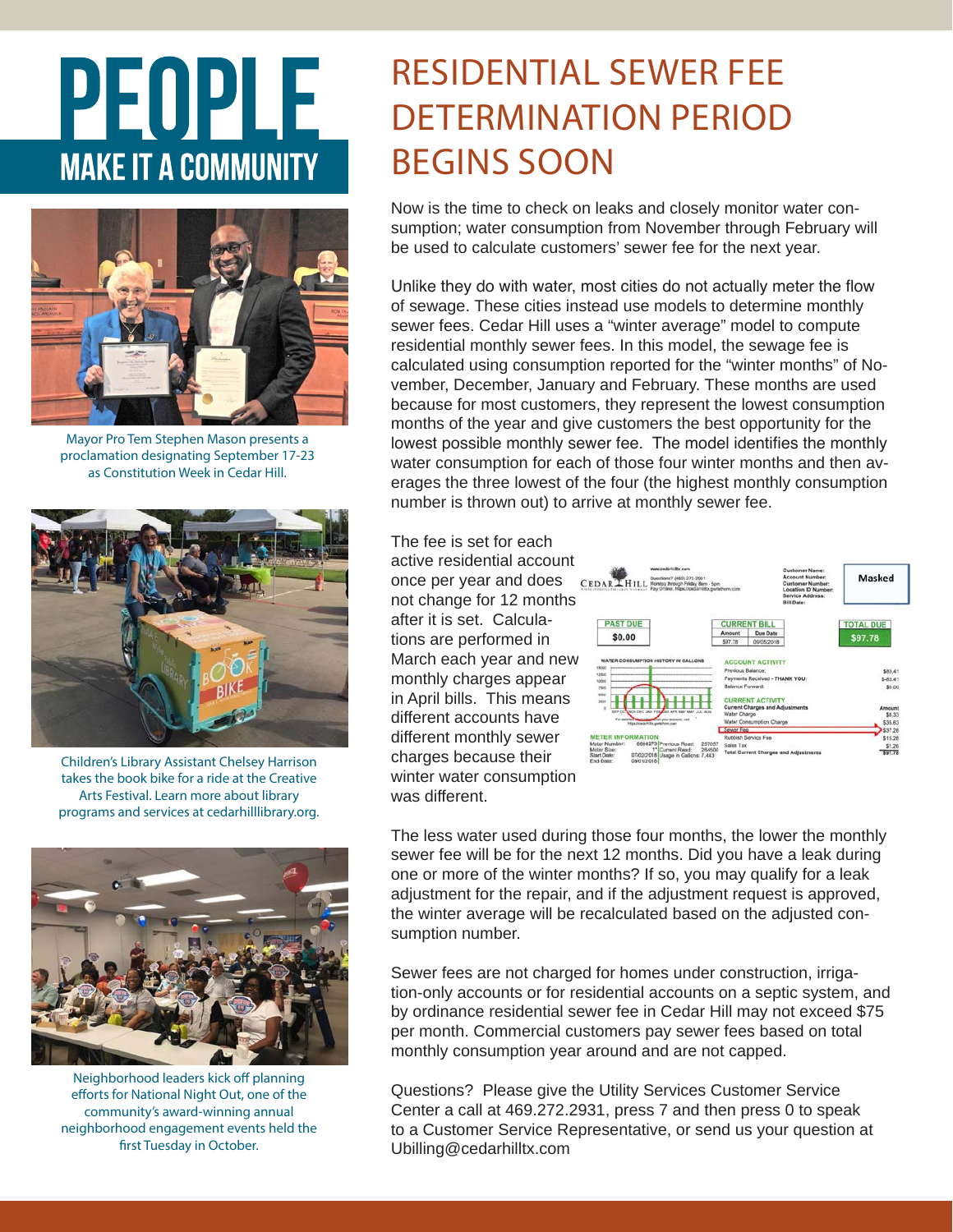# PEOPLE

## MAKE IT A COMMUNITY

Mayor Pro Tem Stephen Mason presents a proclamation designating September 17-23 as Constitution Week in Cedar Hill.

Children's Library Assistant Chelsey Harrison takes the book bike for a ride at the Creative Arts Festival. Learn more about library programs and services at cedarhilllibrary.org.

Neighborhood leaders kick off planning efforts for National Night Out, one of the community's award-winning annual neighborhood engagement events held the first Tuesday in October.

# RESIDENTIAL SEWER FEE DETERMINATION PERIOD BEGINS SOON

Now is the time to check on leaks and closely monitor water consumption; water consumption from November through February will be used to calculate customers' sewer fee for the next year.

Unlike they do with water, most cities do not actually meter the flow of sewage. These cities instead use models to determine monthly sewer fees. Cedar Hill uses a "winter average" model to compute residential monthly sewer fees. In this model, the sewage fee is calculated using consumption reported for the "winter months" of November, December, January and February. These months are used because for most customers, they represent the lowest consumption months of the year and give customers the best opportunity for the lowest possible monthly sewer fee. The model identifies the monthly water consumption for each of those four winter months and then averages the three lowest of the four (the highest monthly consumption number is thrown out) to arrive at monthly sewer fee.

The fee is set for each active residential account once per year and does not change for 12 months after it is set. Calculations are performed in March each year and new monthly charges appear in April bills. This means different accounts have different monthly sewer charges because their winter water consumption was different.

The less water used during those four months, the lower the monthly sewer fee will be for the next 12 months. Did you have a leak during one or more of the winter months? If so, you may qualify for a leak adjustment for the repair, and if the adjustment request is approved, the winter average will be recalculated based on the adjusted consumption number.

Sewer fees are not charged for homes under construction, irrigation-only accounts or for residential accounts on a septic system, and by ordinance residential sewer fee in Cedar Hill may not exceed $75 per month. Commercial customers pay sewer fees based on total monthly consumption year around and are not capped.

Questions? Please give the Utility Services Customer Service Center a call at 469.272.2931, press 7 and then press 0 to speak to a Customer Service Representative, or send us your question at Ubilling@cedarhilltx.com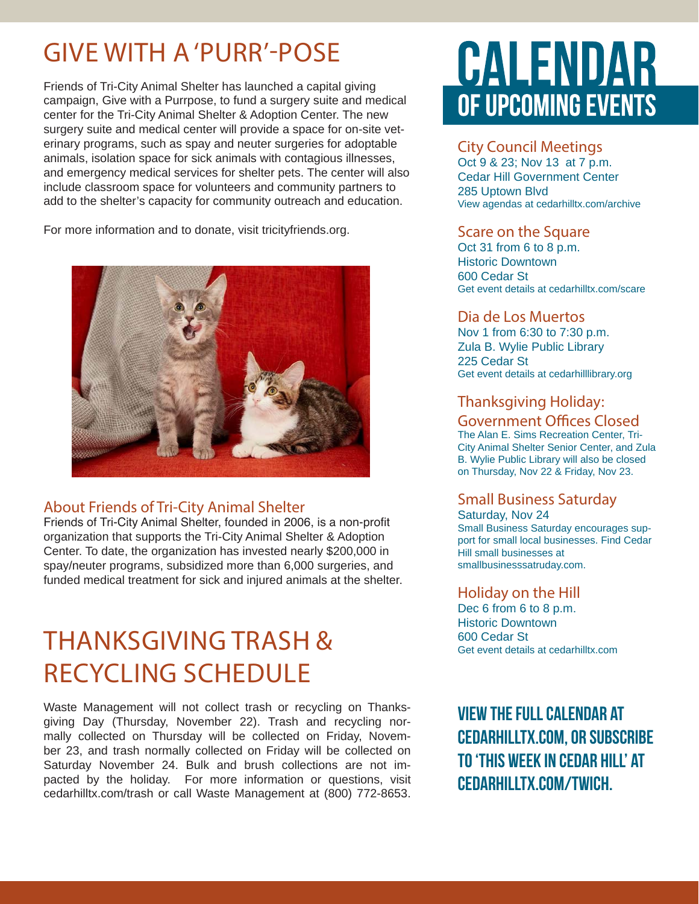# GIVE WITH A 'PURR'-POSE

Friends of Tri-City Animal Shelter has launched a capital giving campaign, Give with a Purrpose, to fund a surgery suite and medical center for the Tri-City Animal Shelter & Adoption Center. The new surgery suite and medical center will provide a space for on-site veterinary programs, such as spay and neuter surgeries for adoptable animals, isolation space for sick animals with contagious illnesses, and emergency medical services for shelter pets. The center will also include classroom space for volunteers and community partners to add to the shelter's capacity for community outreach and education.

For more information and to donate, visit tricityfriends.org.

## About Friends of Tri-City Animal Shelter

Friends of Tri-City Animal Shelter, founded in 2006, is a non-profit organization that supports the Tri-City Animal Shelter & Adoption Center. To date, the organization has invested nearly $200,000 in spay/neuter programs, subsidized more than 6,000 surgeries, and funded medical treatment for sick and injured animals at the shelter.

# THANKSGIVING TRASH & RECYCLING SCHEDULE

Waste Management will not collect trash or recycling on Thanksgiving Day (Thursday, November 22). Trash and recycling normally collected on Thursday will be collected on Friday, November 23, and trash normally collected on Friday will be collected on Saturday November 24. Bulk and brush collections are not impacted by the holiday. For more information or questions, visit cedarhilltx.com/trash or call Waste Management at (800) 772-8653.

# CALENDAR OF UPCOMING EVENTS

### City Council Meetings

Oct 9 & 23; Nov 13 at 7 p.m.
Cedar Hill Government Center
285 Uptown Blvd
View agendas at cedarhilltx.com/archive

### Scare on the Square

Oct 31 from 6 to 8 p.m.
Historic Downtown
600 Cedar St
Get event details at cedarhilltx.com/scare

### Dia de Los Muertos

Nov 1 from 6:30 to 7:30 p.m.
Zula B. Wylie Public Library
225 Cedar St
Get event details at cedarhilllibrary.org

### Thanksgiving Holiday: Government Offices Closed

The Alan E. Sims Recreation Center, Tri-City Animal Shelter Senior Center, and Zula B. Wylie Public Library will also be closed on Thursday, Nov 22 & Friday, Nov 23.

### Small Business Saturday

Saturday, Nov 24
Small Business Saturday encourages support for small local businesses. Find Cedar Hill small businesses at smallbusinesssatruday.com.

### Holiday on the Hill

Dec 6 from 6 to 8 p.m.
Historic Downtown
600 Cedar St
Get event details at cedarhilltx.com

**VIEW THE FULL CALENDAR AT CEDARHILLTX.COM, OR SUBSCRIBE TO 'THIS WEEK IN CEDAR HILL' AT CEDARHILLTX.COM/TWICH.**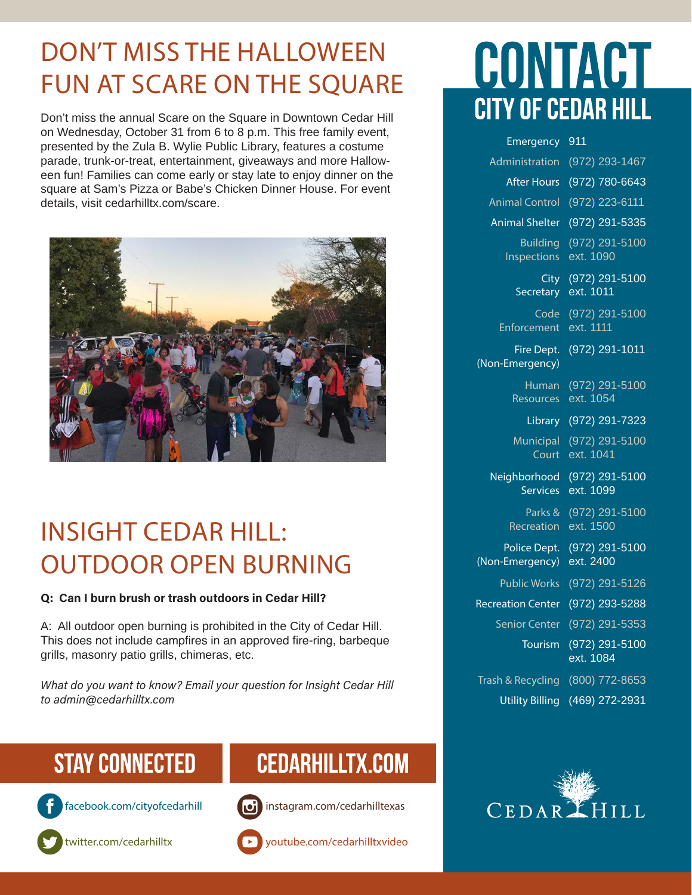# DON'T MISS THE HALLOWEEN FUN AT SCARE ON THE SQUARE

Don't miss the annual Scare on the Square in Downtown Cedar Hill on Wednesday, October 31 from 6 to 8 p.m. This free family event, presented by the Zula B. Wylie Public Library, features a costume parade, trunk-or-treat, entertainment, giveaways and more Halloween fun! Families can come early or stay late to enjoy dinner on the square at Sam's Pizza or Babe's Chicken Dinner House. For event details, visit cedarhilltx.com/scare.

# INSIGHT CEDAR HILL: OUTDOOR OPEN BURNING

**Q: Can I burn brush or trash outdoors in Cedar Hill?**

A: All outdoor open burning is prohibited in the City of Cedar Hill. This does not include campfires in an approved fire-ring, barbeque grills, masonry patio grills, chimeras, etc.

*What do you want to know? Email your question for Insight Cedar Hill to admin@cedarhilltx.com*

## STAY CONNECTED

## CEDARHILLTX.COM

facebook.com/cityofcedarhill

instagram.com/cedarhilltexas

twitter.com/cedarhilltx

youtube.com/cedarhilltxvideo

# CONTACT

## CITY OF CEDAR HILL

| | |
|---|---|
| Emergency | 911 |
| Administration | (972) 293-1467 |
| After Hours | (972) 780-6643 |
| Animal Control | (972) 223-6111 |
| Animal Shelter | (972) 291-5335 |
| Building Inspections | (972) 291-5100 ext. 1090 |
| City Secretary | (972) 291-5100 ext. 1011 |
| Code Enforcement | (972) 291-5100 ext. 1111 |
| Fire Dept. (Non-Emergency) | (972) 291-1011 |
| Human Resources | (972) 291-5100 ext. 1054 |
| Library | (972) 291-7323 |
| Municipal Court | (972) 291-5100 ext. 1041 |
| Neighborhood Services | (972) 291-5100 ext. 1099 |
| Parks & Recreation | (972) 291-5100 ext. 1500 |
| Police Dept. (Non-Emergency) | (972) 291-5100 ext. 2400 |
| Public Works | (972) 291-5126 |
| Recreation Center | (972) 293-5288 |
| Senior Center | (972) 291-5353 |
| Tourism | (972) 291-5100 ext. 1084 |
| Trash & Recycling | (800) 772-8653 |
| Utility Billing | (469) 272-2931 |

CEDAR HILL